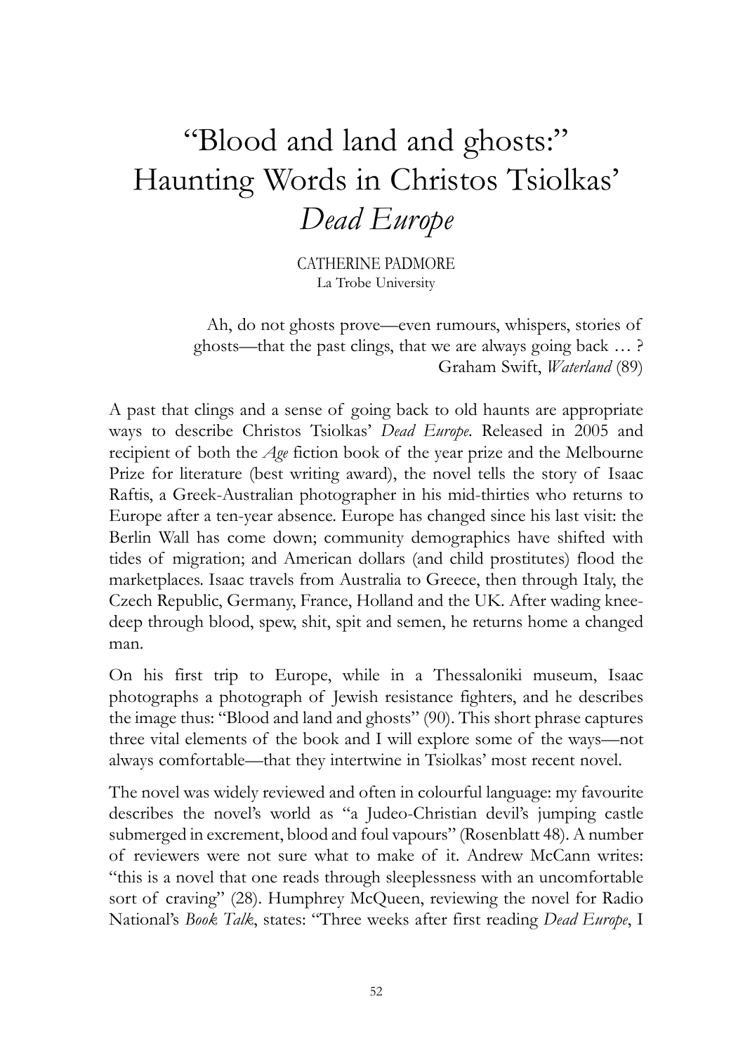# "Blood and land and ghosts:" Haunting Words in Christos Tsiolkas' *Dead Europe*

CATHERINE PADMORE
La Trobe University

> Ah, do not ghosts prove—even rumours, whispers, stories of ghosts—that the past clings, that we are always going back … ?
> Graham Swift, *Waterland* (89)

A past that clings and a sense of going back to old haunts are appropriate ways to describe Christos Tsiolkas' *Dead Europe*. Released in 2005 and recipient of both the *Age* fiction book of the year prize and the Melbourne Prize for literature (best writing award), the novel tells the story of Isaac Raftis, a Greek-Australian photographer in his mid-thirties who returns to Europe after a ten-year absence. Europe has changed since his last visit: the Berlin Wall has come down; community demographics have shifted with tides of migration; and American dollars (and child prostitutes) flood the marketplaces. Isaac travels from Australia to Greece, then through Italy, the Czech Republic, Germany, France, Holland and the UK. After wading knee-deep through blood, spew, shit, spit and semen, he returns home a changed man.

On his first trip to Europe, while in a Thessaloniki museum, Isaac photographs a photograph of Jewish resistance fighters, and he describes the image thus: "Blood and land and ghosts" (90). This short phrase captures three vital elements of the book and I will explore some of the ways—not always comfortable—that they intertwine in Tsiolkas' most recent novel.

The novel was widely reviewed and often in colourful language: my favourite describes the novel's world as "a Judeo-Christian devil's jumping castle submerged in excrement, blood and foul vapours" (Rosenblatt 48). A number of reviewers were not sure what to make of it. Andrew McCann writes: "this is a novel that one reads through sleeplessness with an uncomfortable sort of craving" (28). Humphrey McQueen, reviewing the novel for Radio National's *Book Talk*, states: "Three weeks after first reading *Dead Europe*, I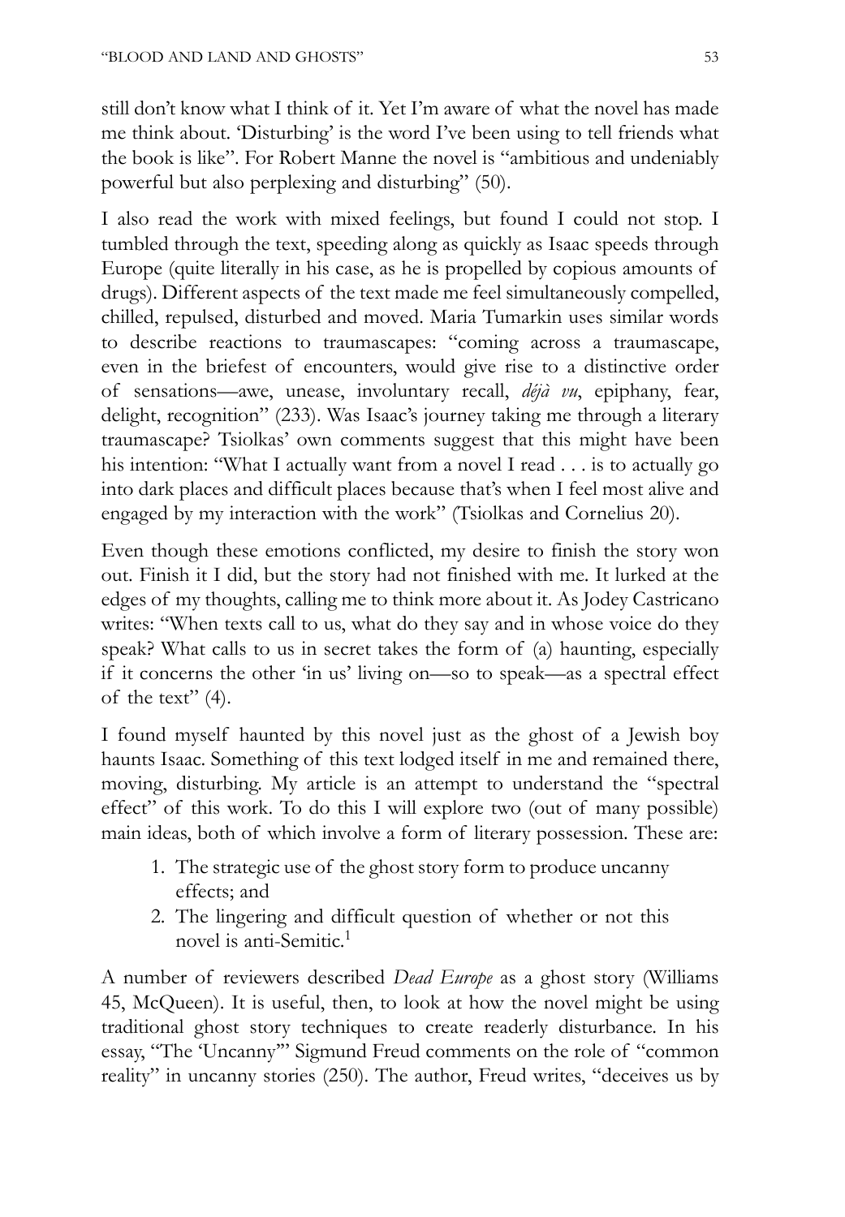still don't know what I think of it. Yet I'm aware of what the novel has made me think about. 'Disturbing' is the word I've been using to tell friends what the book is like". For Robert Manne the novel is "ambitious and undeniably powerful but also perplexing and disturbing" (50).

I also read the work with mixed feelings, but found I could not stop. I tumbled through the text, speeding along as quickly as Isaac speeds through Europe (quite literally in his case, as he is propelled by copious amounts of drugs). Different aspects of the text made me feel simultaneously compelled, chilled, repulsed, disturbed and moved. Maria Tumarkin uses similar words to describe reactions to traumascapes: "coming across a traumascape, even in the briefest of encounters, would give rise to a distinctive order of sensations—awe, unease, involuntary recall, *déjà vu*, epiphany, fear, delight, recognition" (233). Was Isaac's journey taking me through a literary traumascape? Tsiolkas' own comments suggest that this might have been his intention: "What I actually want from a novel I read . . . is to actually go into dark places and difficult places because that's when I feel most alive and engaged by my interaction with the work" (Tsiolkas and Cornelius 20).

Even though these emotions conflicted, my desire to finish the story won out. Finish it I did, but the story had not finished with me. It lurked at the edges of my thoughts, calling me to think more about it. As Jodey Castricano writes: "When texts call to us, what do they say and in whose voice do they speak? What calls to us in secret takes the form of (a) haunting, especially if it concerns the other 'in us' living on—so to speak—as a spectral effect of the text" (4).

I found myself haunted by this novel just as the ghost of a Jewish boy haunts Isaac. Something of this text lodged itself in me and remained there, moving, disturbing. My article is an attempt to understand the "spectral effect" of this work. To do this I will explore two (out of many possible) main ideas, both of which involve a form of literary possession. These are:

1. The strategic use of the ghost story form to produce uncanny effects; and
2. The lingering and difficult question of whether or not this novel is anti-Semitic.[1]

A number of reviewers described *Dead Europe* as a ghost story (Williams 45, McQueen). It is useful, then, to look at how the novel might be using traditional ghost story techniques to create readerly disturbance. In his essay, "The 'Uncanny'" Sigmund Freud comments on the role of "common reality" in uncanny stories (250). The author, Freud writes, "deceives us by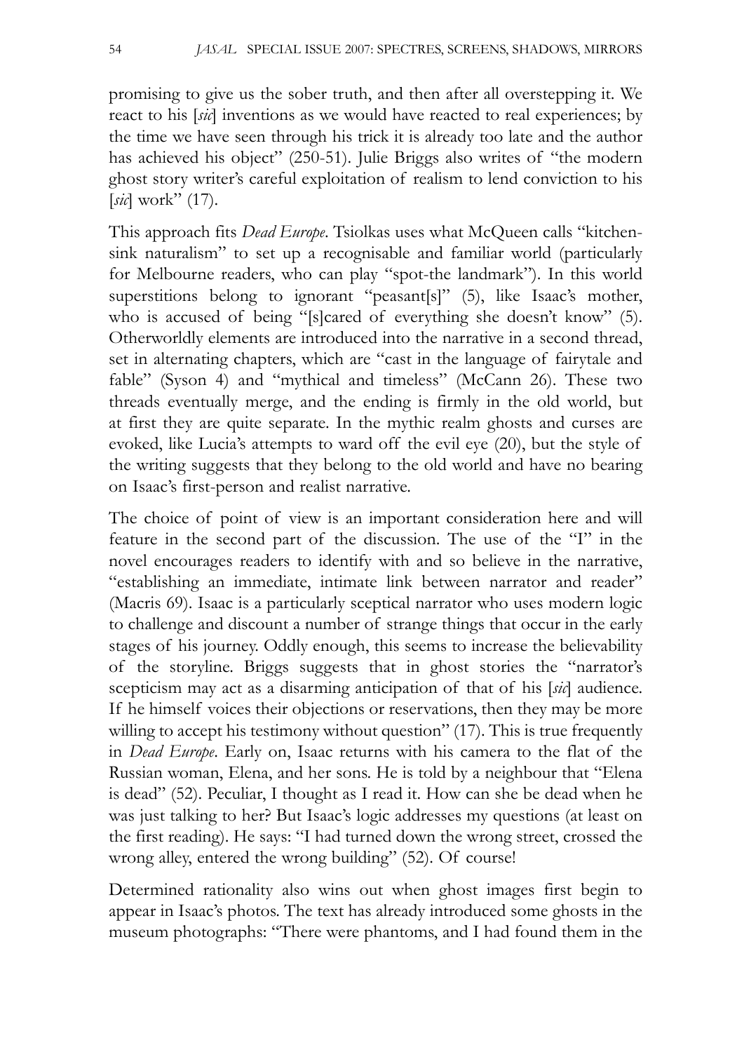promising to give us the sober truth, and then after all overstepping it. We react to his [*sic*] inventions as we would have reacted to real experiences; by the time we have seen through his trick it is already too late and the author has achieved his object" (250-51). Julie Briggs also writes of "the modern ghost story writer's careful exploitation of realism to lend conviction to his [*sic*] work" (17).

This approach fits *Dead Europe*. Tsiolkas uses what McQueen calls "kitchen-sink naturalism" to set up a recognisable and familiar world (particularly for Melbourne readers, who can play "spot-the landmark"). In this world superstitions belong to ignorant "peasant[s]" (5), like Isaac's mother, who is accused of being "[s]cared of everything she doesn't know" (5). Otherworldly elements are introduced into the narrative in a second thread, set in alternating chapters, which are "cast in the language of fairytale and fable" (Syson 4) and "mythical and timeless" (McCann 26). These two threads eventually merge, and the ending is firmly in the old world, but at first they are quite separate. In the mythic realm ghosts and curses are evoked, like Lucia's attempts to ward off the evil eye (20), but the style of the writing suggests that they belong to the old world and have no bearing on Isaac's first-person and realist narrative.

The choice of point of view is an important consideration here and will feature in the second part of the discussion. The use of the "I" in the novel encourages readers to identify with and so believe in the narrative, "establishing an immediate, intimate link between narrator and reader" (Macris 69). Isaac is a particularly sceptical narrator who uses modern logic to challenge and discount a number of strange things that occur in the early stages of his journey. Oddly enough, this seems to increase the believability of the storyline. Briggs suggests that in ghost stories the "narrator's scepticism may act as a disarming anticipation of that of his [*sic*] audience. If he himself voices their objections or reservations, then they may be more willing to accept his testimony without question" (17). This is true frequently in *Dead Europe*. Early on, Isaac returns with his camera to the flat of the Russian woman, Elena, and her sons. He is told by a neighbour that "Elena is dead" (52). Peculiar, I thought as I read it. How can she be dead when he was just talking to her? But Isaac's logic addresses my questions (at least on the first reading). He says: "I had turned down the wrong street, crossed the wrong alley, entered the wrong building" (52). Of course!

Determined rationality also wins out when ghost images first begin to appear in Isaac's photos. The text has already introduced some ghosts in the museum photographs: "There were phantoms, and I had found them in the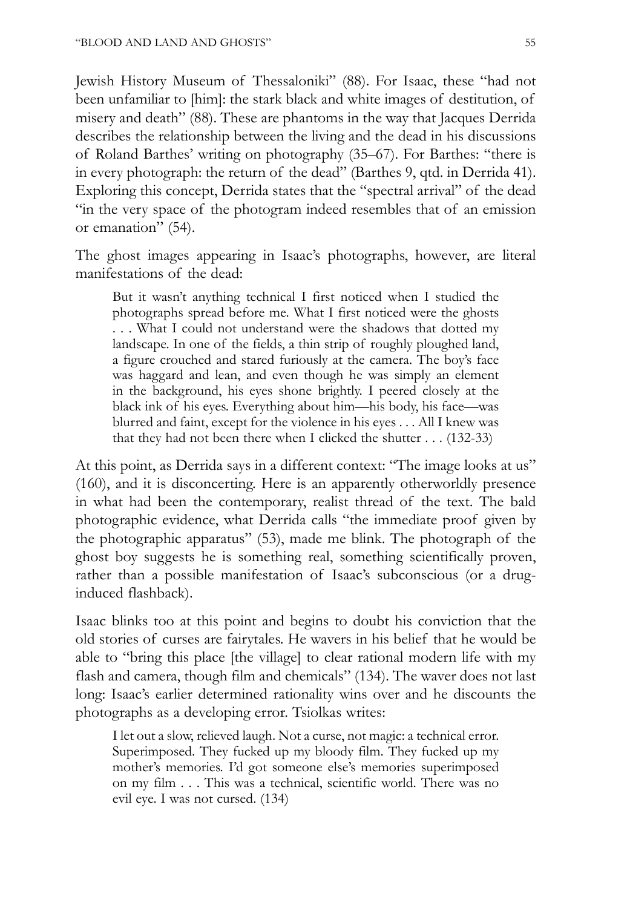Jewish History Museum of Thessaloniki" (88). For Isaac, these "had not been unfamiliar to [him]: the stark black and white images of destitution, of misery and death" (88). These are phantoms in the way that Jacques Derrida describes the relationship between the living and the dead in his discussions of Roland Barthes' writing on photography (35–67). For Barthes: "there is in every photograph: the return of the dead" (Barthes 9, qtd. in Derrida 41). Exploring this concept, Derrida states that the "spectral arrival" of the dead "in the very space of the photogram indeed resembles that of an emission or emanation" (54).

The ghost images appearing in Isaac's photographs, however, are literal manifestations of the dead:

> But it wasn't anything technical I first noticed when I studied the photographs spread before me. What I first noticed were the ghosts . . . What I could not understand were the shadows that dotted my landscape. In one of the fields, a thin strip of roughly ploughed land, a figure crouched and stared furiously at the camera. The boy's face was haggard and lean, and even though he was simply an element in the background, his eyes shone brightly. I peered closely at the black ink of his eyes. Everything about him—his body, his face—was blurred and faint, except for the violence in his eyes . . . All I knew was that they had not been there when I clicked the shutter . . . (132-33)

At this point, as Derrida says in a different context: "The image looks at us" (160), and it is disconcerting. Here is an apparently otherworldly presence in what had been the contemporary, realist thread of the text. The bald photographic evidence, what Derrida calls "the immediate proof given by the photographic apparatus" (53), made me blink. The photograph of the ghost boy suggests he is something real, something scientifically proven, rather than a possible manifestation of Isaac's subconscious (or a drug-induced flashback).

Isaac blinks too at this point and begins to doubt his conviction that the old stories of curses are fairytales. He wavers in his belief that he would be able to "bring this place [the village] to clear rational modern life with my flash and camera, though film and chemicals" (134). The waver does not last long: Isaac's earlier determined rationality wins over and he discounts the photographs as a developing error. Tsiolkas writes:

> I let out a slow, relieved laugh. Not a curse, not magic: a technical error. Superimposed. They fucked up my bloody film. They fucked up my mother's memories. I'd got someone else's memories superimposed on my film . . . This was a technical, scientific world. There was no evil eye. I was not cursed. (134)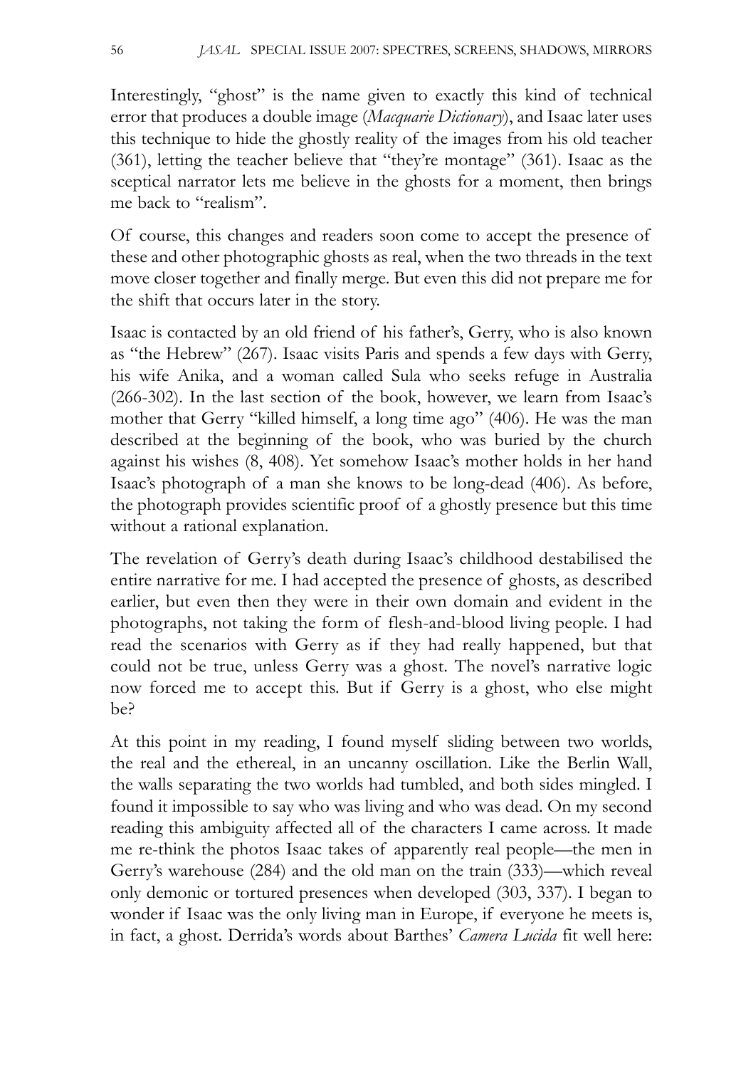Interestingly, "ghost" is the name given to exactly this kind of technical error that produces a double image (*Macquarie Dictionary*), and Isaac later uses this technique to hide the ghostly reality of the images from his old teacher (361), letting the teacher believe that "they're montage" (361). Isaac as the sceptical narrator lets me believe in the ghosts for a moment, then brings me back to "realism".

Of course, this changes and readers soon come to accept the presence of these and other photographic ghosts as real, when the two threads in the text move closer together and finally merge. But even this did not prepare me for the shift that occurs later in the story.

Isaac is contacted by an old friend of his father's, Gerry, who is also known as "the Hebrew" (267). Isaac visits Paris and spends a few days with Gerry, his wife Anika, and a woman called Sula who seeks refuge in Australia (266-302). In the last section of the book, however, we learn from Isaac's mother that Gerry "killed himself, a long time ago" (406). He was the man described at the beginning of the book, who was buried by the church against his wishes (8, 408). Yet somehow Isaac's mother holds in her hand Isaac's photograph of a man she knows to be long-dead (406). As before, the photograph provides scientific proof of a ghostly presence but this time without a rational explanation.

The revelation of Gerry's death during Isaac's childhood destabilised the entire narrative for me. I had accepted the presence of ghosts, as described earlier, but even then they were in their own domain and evident in the photographs, not taking the form of flesh-and-blood living people. I had read the scenarios with Gerry as if they had really happened, but that could not be true, unless Gerry was a ghost. The novel's narrative logic now forced me to accept this. But if Gerry is a ghost, who else might be?

At this point in my reading, I found myself sliding between two worlds, the real and the ethereal, in an uncanny oscillation. Like the Berlin Wall, the walls separating the two worlds had tumbled, and both sides mingled. I found it impossible to say who was living and who was dead. On my second reading this ambiguity affected all of the characters I came across. It made me re-think the photos Isaac takes of apparently real people—the men in Gerry's warehouse (284) and the old man on the train (333)—which reveal only demonic or tortured presences when developed (303, 337). I began to wonder if Isaac was the only living man in Europe, if everyone he meets is, in fact, a ghost. Derrida's words about Barthes' *Camera Lucida* fit well here: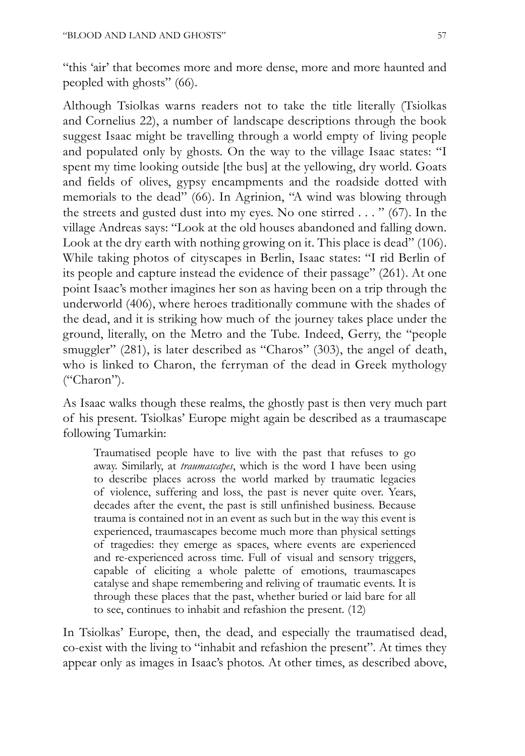"this 'air' that becomes more and more dense, more and more haunted and peopled with ghosts" (66).

Although Tsiolkas warns readers not to take the title literally (Tsiolkas and Cornelius 22), a number of landscape descriptions through the book suggest Isaac might be travelling through a world empty of living people and populated only by ghosts. On the way to the village Isaac states: "I spent my time looking outside [the bus] at the yellowing, dry world. Goats and fields of olives, gypsy encampments and the roadside dotted with memorials to the dead" (66). In Agrinion, "A wind was blowing through the streets and gusted dust into my eyes. No one stirred . . . " (67). In the village Andreas says: "Look at the old houses abandoned and falling down. Look at the dry earth with nothing growing on it. This place is dead" (106). While taking photos of cityscapes in Berlin, Isaac states: "I rid Berlin of its people and capture instead the evidence of their passage" (261). At one point Isaac's mother imagines her son as having been on a trip through the underworld (406), where heroes traditionally commune with the shades of the dead, and it is striking how much of the journey takes place under the ground, literally, on the Metro and the Tube. Indeed, Gerry, the "people smuggler" (281), is later described as "Charos" (303), the angel of death, who is linked to Charon, the ferryman of the dead in Greek mythology ("Charon").

As Isaac walks though these realms, the ghostly past is then very much part of his present. Tsiolkas' Europe might again be described as a traumascape following Tumarkin:

> Traumatised people have to live with the past that refuses to go away. Similarly, at *traumascapes*, which is the word I have been using to describe places across the world marked by traumatic legacies of violence, suffering and loss, the past is never quite over. Years, decades after the event, the past is still unfinished business. Because trauma is contained not in an event as such but in the way this event is experienced, traumascapes become much more than physical settings of tragedies: they emerge as spaces, where events are experienced and re-experienced across time. Full of visual and sensory triggers, capable of eliciting a whole palette of emotions, traumascapes catalyse and shape remembering and reliving of traumatic events. It is through these places that the past, whether buried or laid bare for all to see, continues to inhabit and refashion the present. (12)

In Tsiolkas' Europe, then, the dead, and especially the traumatised dead, co-exist with the living to "inhabit and refashion the present". At times they appear only as images in Isaac's photos. At other times, as described above,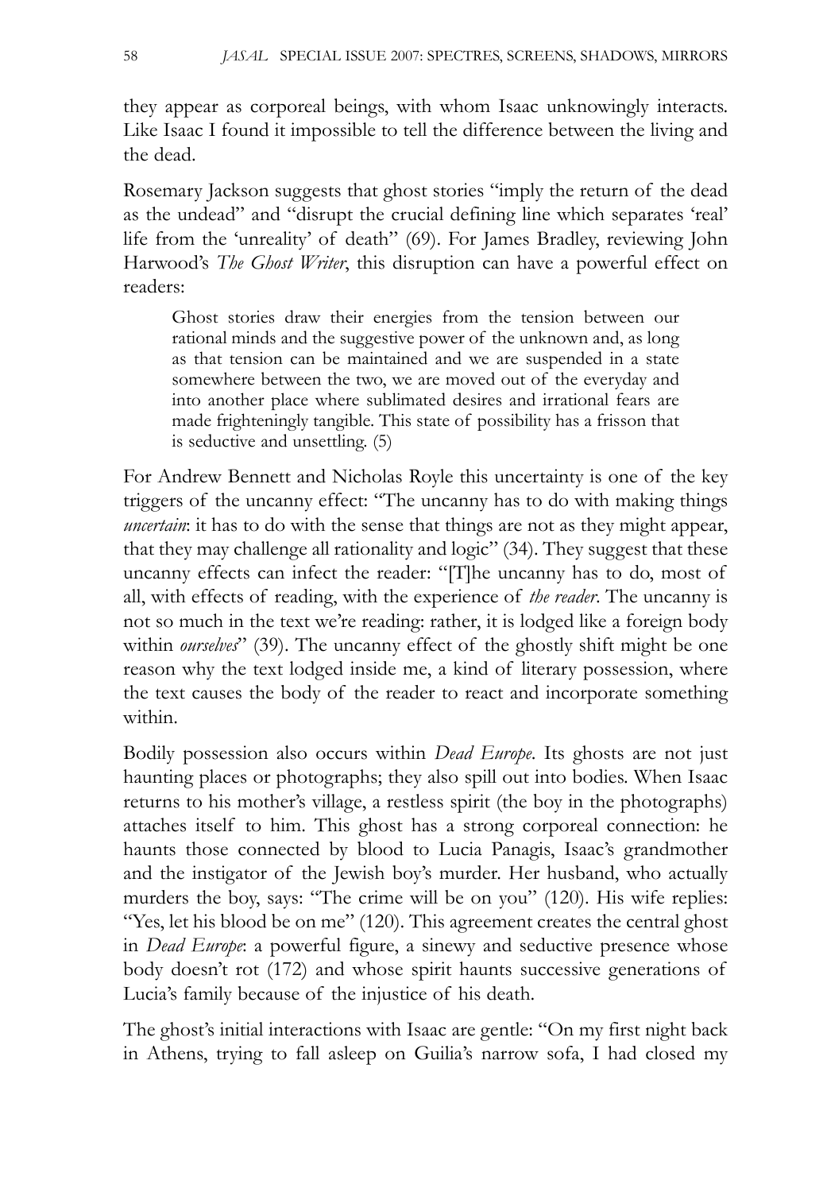they appear as corporeal beings, with whom Isaac unknowingly interacts. Like Isaac I found it impossible to tell the difference between the living and the dead.

Rosemary Jackson suggests that ghost stories "imply the return of the dead as the undead" and "disrupt the crucial defining line which separates 'real' life from the 'unreality' of death" (69). For James Bradley, reviewing John Harwood's *The Ghost Writer*, this disruption can have a powerful effect on readers:

> Ghost stories draw their energies from the tension between our rational minds and the suggestive power of the unknown and, as long as that tension can be maintained and we are suspended in a state somewhere between the two, we are moved out of the everyday and into another place where sublimated desires and irrational fears are made frighteningly tangible. This state of possibility has a frisson that is seductive and unsettling. (5)

For Andrew Bennett and Nicholas Royle this uncertainty is one of the key triggers of the uncanny effect: "The uncanny has to do with making things *uncertain*: it has to do with the sense that things are not as they might appear, that they may challenge all rationality and logic" (34). They suggest that these uncanny effects can infect the reader: "[T]he uncanny has to do, most of all, with effects of reading, with the experience of *the reader*. The uncanny is not so much in the text we're reading: rather, it is lodged like a foreign body within *ourselves*" (39). The uncanny effect of the ghostly shift might be one reason why the text lodged inside me, a kind of literary possession, where the text causes the body of the reader to react and incorporate something within.

Bodily possession also occurs within *Dead Europe*. Its ghosts are not just haunting places or photographs; they also spill out into bodies. When Isaac returns to his mother's village, a restless spirit (the boy in the photographs) attaches itself to him. This ghost has a strong corporeal connection: he haunts those connected by blood to Lucia Panagis, Isaac's grandmother and the instigator of the Jewish boy's murder. Her husband, who actually murders the boy, says: "The crime will be on you" (120). His wife replies: "Yes, let his blood be on me" (120). This agreement creates the central ghost in *Dead Europe*: a powerful figure, a sinewy and seductive presence whose body doesn't rot (172) and whose spirit haunts successive generations of Lucia's family because of the injustice of his death.

The ghost's initial interactions with Isaac are gentle: "On my first night back in Athens, trying to fall asleep on Guilia's narrow sofa, I had closed my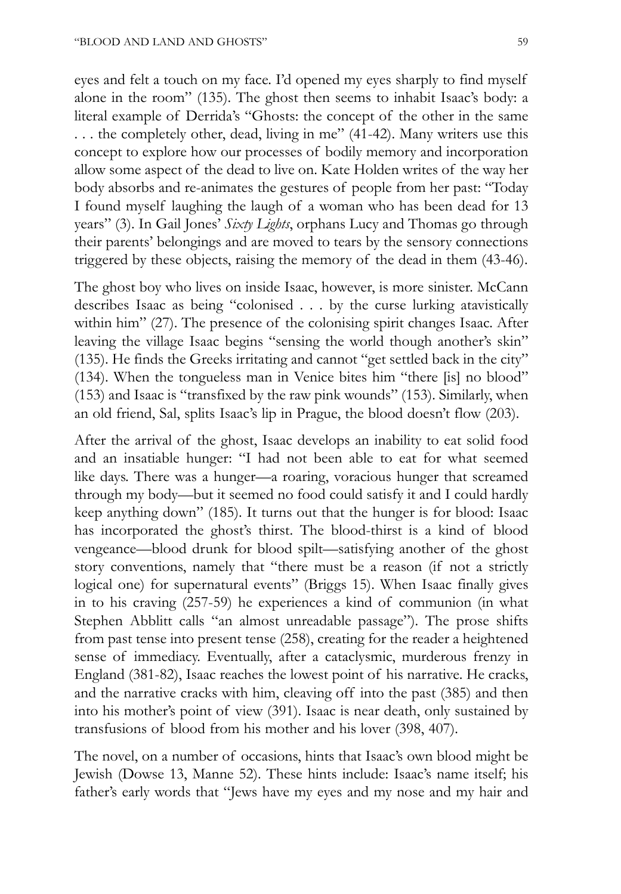eyes and felt a touch on my face. I'd opened my eyes sharply to find myself alone in the room" (135). The ghost then seems to inhabit Isaac's body: a literal example of Derrida's "Ghosts: the concept of the other in the same . . . the completely other, dead, living in me" (41-42). Many writers use this concept to explore how our processes of bodily memory and incorporation allow some aspect of the dead to live on. Kate Holden writes of the way her body absorbs and re-animates the gestures of people from her past: "Today I found myself laughing the laugh of a woman who has been dead for 13 years" (3). In Gail Jones' *Sixty Lights*, orphans Lucy and Thomas go through their parents' belongings and are moved to tears by the sensory connections triggered by these objects, raising the memory of the dead in them (43-46).

The ghost boy who lives on inside Isaac, however, is more sinister. McCann describes Isaac as being "colonised . . . by the curse lurking atavistically within him" (27). The presence of the colonising spirit changes Isaac. After leaving the village Isaac begins "sensing the world though another's skin" (135). He finds the Greeks irritating and cannot "get settled back in the city" (134). When the tongueless man in Venice bites him "there [is] no blood" (153) and Isaac is "transfixed by the raw pink wounds" (153). Similarly, when an old friend, Sal, splits Isaac's lip in Prague, the blood doesn't flow (203).

After the arrival of the ghost, Isaac develops an inability to eat solid food and an insatiable hunger: "I had not been able to eat for what seemed like days. There was a hunger—a roaring, voracious hunger that screamed through my body—but it seemed no food could satisfy it and I could hardly keep anything down" (185). It turns out that the hunger is for blood: Isaac has incorporated the ghost's thirst. The blood-thirst is a kind of blood vengeance—blood drunk for blood spilt—satisfying another of the ghost story conventions, namely that "there must be a reason (if not a strictly logical one) for supernatural events" (Briggs 15). When Isaac finally gives in to his craving (257-59) he experiences a kind of communion (in what Stephen Abblitt calls "an almost unreadable passage"). The prose shifts from past tense into present tense (258), creating for the reader a heightened sense of immediacy. Eventually, after a cataclysmic, murderous frenzy in England (381-82), Isaac reaches the lowest point of his narrative. He cracks, and the narrative cracks with him, cleaving off into the past (385) and then into his mother's point of view (391). Isaac is near death, only sustained by transfusions of blood from his mother and his lover (398, 407).

The novel, on a number of occasions, hints that Isaac's own blood might be Jewish (Dowse 13, Manne 52). These hints include: Isaac's name itself; his father's early words that "Jews have my eyes and my nose and my hair and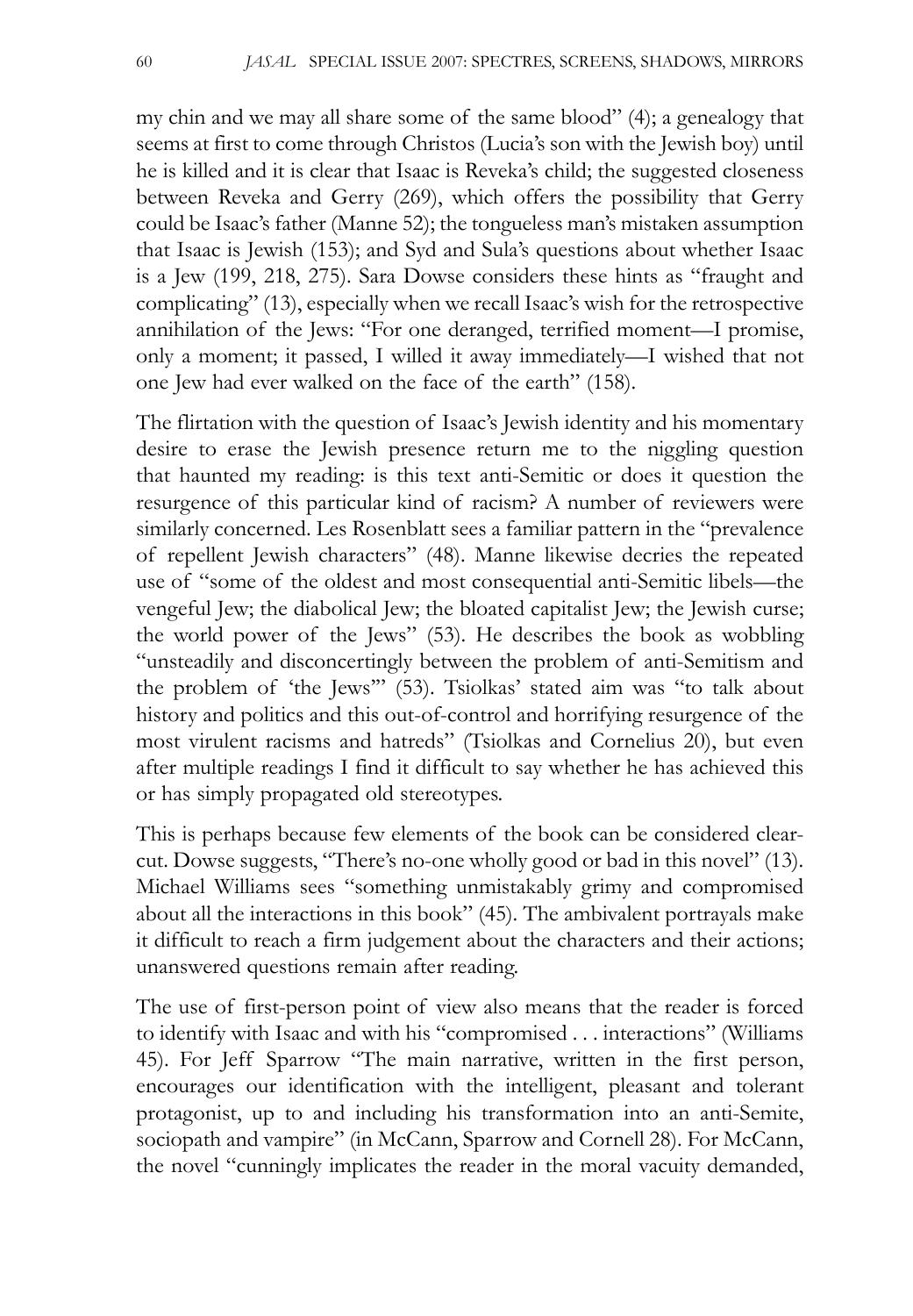my chin and we may all share some of the same blood" (4); a genealogy that seems at first to come through Christos (Lucia's son with the Jewish boy) until he is killed and it is clear that Isaac is Reveka's child; the suggested closeness between Reveka and Gerry (269), which offers the possibility that Gerry could be Isaac's father (Manne 52); the tongueless man's mistaken assumption that Isaac is Jewish (153); and Syd and Sula's questions about whether Isaac is a Jew (199, 218, 275). Sara Dowse considers these hints as "fraught and complicating" (13), especially when we recall Isaac's wish for the retrospective annihilation of the Jews: "For one deranged, terrified moment—I promise, only a moment; it passed, I willed it away immediately—I wished that not one Jew had ever walked on the face of the earth" (158).

The flirtation with the question of Isaac's Jewish identity and his momentary desire to erase the Jewish presence return me to the niggling question that haunted my reading: is this text anti-Semitic or does it question the resurgence of this particular kind of racism? A number of reviewers were similarly concerned. Les Rosenblatt sees a familiar pattern in the "prevalence of repellent Jewish characters" (48). Manne likewise decries the repeated use of "some of the oldest and most consequential anti-Semitic libels—the vengeful Jew; the diabolical Jew; the bloated capitalist Jew; the Jewish curse; the world power of the Jews" (53). He describes the book as wobbling "unsteadily and disconcertingly between the problem of anti-Semitism and the problem of 'the Jews'" (53). Tsiolkas' stated aim was "to talk about history and politics and this out-of-control and horrifying resurgence of the most virulent racisms and hatreds" (Tsiolkas and Cornelius 20), but even after multiple readings I find it difficult to say whether he has achieved this or has simply propagated old stereotypes.

This is perhaps because few elements of the book can be considered clear-cut. Dowse suggests, "There's no-one wholly good or bad in this novel" (13). Michael Williams sees "something unmistakably grimy and compromised about all the interactions in this book" (45). The ambivalent portrayals make it difficult to reach a firm judgement about the characters and their actions; unanswered questions remain after reading.

The use of first-person point of view also means that the reader is forced to identify with Isaac and with his "compromised . . . interactions" (Williams 45). For Jeff Sparrow "The main narrative, written in the first person, encourages our identification with the intelligent, pleasant and tolerant protagonist, up to and including his transformation into an anti-Semite, sociopath and vampire" (in McCann, Sparrow and Cornell 28). For McCann, the novel "cunningly implicates the reader in the moral vacuity demanded,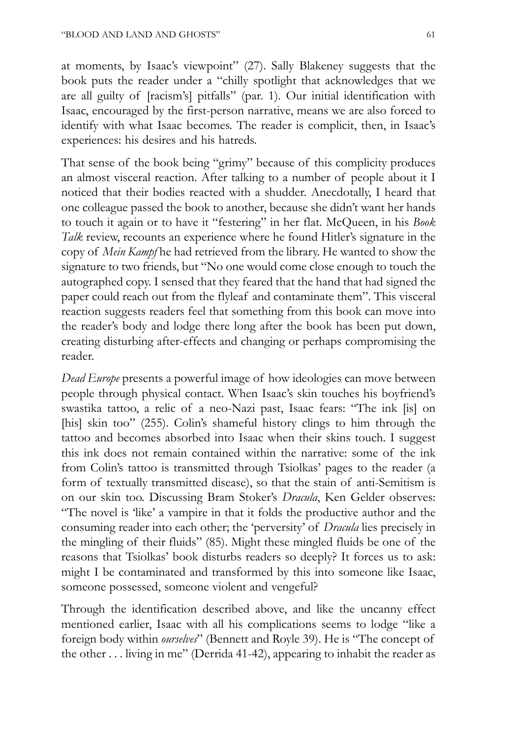at moments, by Isaac's viewpoint" (27). Sally Blakeney suggests that the book puts the reader under a "chilly spotlight that acknowledges that we are all guilty of [racism's] pitfalls" (par. 1). Our initial identification with Isaac, encouraged by the first-person narrative, means we are also forced to identify with what Isaac becomes. The reader is complicit, then, in Isaac's experiences: his desires and his hatreds.

That sense of the book being "grimy" because of this complicity produces an almost visceral reaction. After talking to a number of people about it I noticed that their bodies reacted with a shudder. Anecdotally, I heard that one colleague passed the book to another, because she didn't want her hands to touch it again or to have it "festering" in her flat. McQueen, in his *Book Talk* review, recounts an experience where he found Hitler's signature in the copy of *Mein Kampf* he had retrieved from the library. He wanted to show the signature to two friends, but "No one would come close enough to touch the autographed copy. I sensed that they feared that the hand that had signed the paper could reach out from the flyleaf and contaminate them". This visceral reaction suggests readers feel that something from this book can move into the reader's body and lodge there long after the book has been put down, creating disturbing after-effects and changing or perhaps compromising the reader.

*Dead Europe* presents a powerful image of how ideologies can move between people through physical contact. When Isaac's skin touches his boyfriend's swastika tattoo, a relic of a neo-Nazi past, Isaac fears: "The ink [is] on [his] skin too" (255). Colin's shameful history clings to him through the tattoo and becomes absorbed into Isaac when their skins touch. I suggest this ink does not remain contained within the narrative: some of the ink from Colin's tattoo is transmitted through Tsiolkas' pages to the reader (a form of textually transmitted disease), so that the stain of anti-Semitism is on our skin too. Discussing Bram Stoker's *Dracula*, Ken Gelder observes: "The novel is 'like' a vampire in that it folds the productive author and the consuming reader into each other; the 'perversity' of *Dracula* lies precisely in the mingling of their fluids" (85). Might these mingled fluids be one of the reasons that Tsiolkas' book disturbs readers so deeply? It forces us to ask: might I be contaminated and transformed by this into someone like Isaac, someone possessed, someone violent and vengeful?

Through the identification described above, and like the uncanny effect mentioned earlier, Isaac with all his complications seems to lodge "like a foreign body within *ourselves*" (Bennett and Royle 39). He is "The concept of the other . . . living in me" (Derrida 41-42), appearing to inhabit the reader as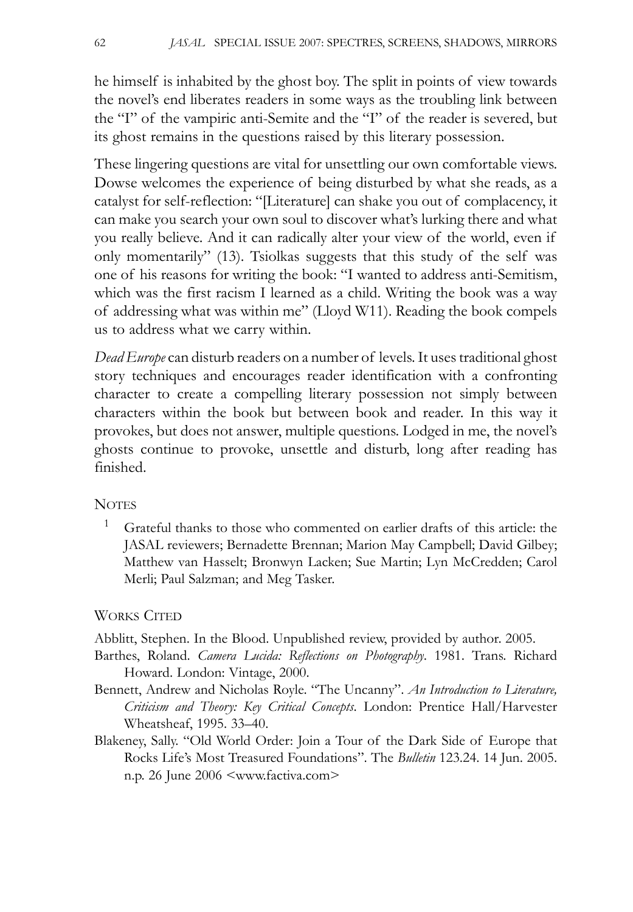he himself is inhabited by the ghost boy. The split in points of view towards the novel's end liberates readers in some ways as the troubling link between the "I" of the vampiric anti-Semite and the "I" of the reader is severed, but its ghost remains in the questions raised by this literary possession.

These lingering questions are vital for unsettling our own comfortable views. Dowse welcomes the experience of being disturbed by what she reads, as a catalyst for self-reflection: "[Literature] can shake you out of complacency, it can make you search your own soul to discover what's lurking there and what you really believe. And it can radically alter your view of the world, even if only momentarily" (13). Tsiolkas suggests that this study of the self was one of his reasons for writing the book: "I wanted to address anti-Semitism, which was the first racism I learned as a child. Writing the book was a way of addressing what was within me" (Lloyd W11). Reading the book compels us to address what we carry within.

*Dead Europe* can disturb readers on a number of levels. It uses traditional ghost story techniques and encourages reader identification with a confronting character to create a compelling literary possession not simply between characters within the book but between book and reader. In this way it provokes, but does not answer, multiple questions. Lodged in me, the novel's ghosts continue to provoke, unsettle and disturb, long after reading has finished.

## Notes

[1] Grateful thanks to those who commented on earlier drafts of this article: the JASAL reviewers; Bernadette Brennan; Marion May Campbell; David Gilbey; Matthew van Hasselt; Bronwyn Lacken; Sue Martin; Lyn McCredden; Carol Merli; Paul Salzman; and Meg Tasker.

## Works Cited

Abblitt, Stephen. In the Blood. Unpublished review, provided by author. 2005.

Barthes, Roland. *Camera Lucida: Reflections on Photography*. 1981. Trans. Richard Howard. London: Vintage, 2000.

Bennett, Andrew and Nicholas Royle. "The Uncanny". *An Introduction to Literature, Criticism and Theory: Key Critical Concepts*. London: Prentice Hall/Harvester Wheatsheaf, 1995. 33–40.

Blakeney, Sally. "Old World Order: Join a Tour of the Dark Side of Europe that Rocks Life's Most Treasured Foundations". The *Bulletin* 123.24. 14 Jun. 2005. n.p. 26 June 2006 <www.factiva.com>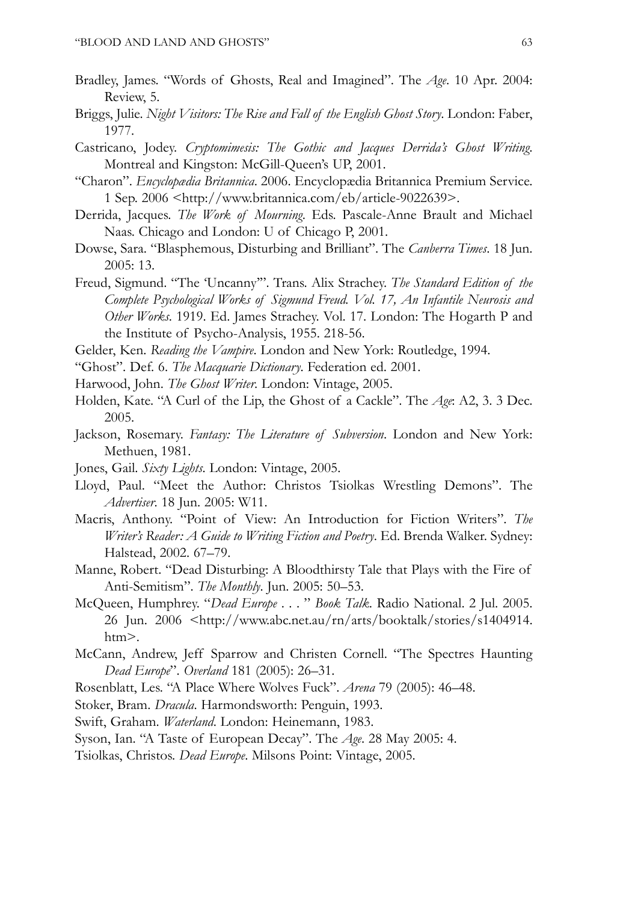Bradley, James. "Words of Ghosts, Real and Imagined". The *Age*. 10 Apr. 2004: Review, 5.

Briggs, Julie. *Night Visitors: The Rise and Fall of the English Ghost Story*. London: Faber, 1977.

Castricano, Jodey. *Cryptomimesis: The Gothic and Jacques Derrida's Ghost Writing*. Montreal and Kingston: McGill-Queen's UP, 2001.

"Charon". *Encyclopædia Britannica*. 2006. Encyclopædia Britannica Premium Service. 1 Sep. 2006 <http://www.britannica.com/eb/article-9022639>.

Derrida, Jacques. *The Work of Mourning*. Eds. Pascale-Anne Brault and Michael Naas. Chicago and London: U of Chicago P, 2001.

Dowse, Sara. "Blasphemous, Disturbing and Brilliant". The *Canberra Times*. 18 Jun. 2005: 13.

Freud, Sigmund. "The 'Uncanny'". Trans. Alix Strachey. *The Standard Edition of the Complete Psychological Works of Sigmund Freud. Vol. 17, An Infantile Neurosis and Other Works*. 1919. Ed. James Strachey. Vol. 17. London: The Hogarth P and the Institute of Psycho-Analysis, 1955. 218-56.

Gelder, Ken. *Reading the Vampire*. London and New York: Routledge, 1994.

"Ghost". Def. 6. *The Macquarie Dictionary*. Federation ed. 2001.

Harwood, John. *The Ghost Writer*. London: Vintage, 2005.

Holden, Kate. "A Curl of the Lip, the Ghost of a Cackle". The *Age*: A2, 3. 3 Dec. 2005.

Jackson, Rosemary. *Fantasy: The Literature of Subversion*. London and New York: Methuen, 1981.

Jones, Gail. *Sixty Lights*. London: Vintage, 2005.

Lloyd, Paul. "Meet the Author: Christos Tsiolkas Wrestling Demons". The *Advertiser*. 18 Jun. 2005: W11.

Macris, Anthony. "Point of View: An Introduction for Fiction Writers". *The Writer's Reader: A Guide to Writing Fiction and Poetry*. Ed. Brenda Walker. Sydney: Halstead, 2002. 67–79.

Manne, Robert. "Dead Disturbing: A Bloodthirsty Tale that Plays with the Fire of Anti-Semitism". *The Monthly*. Jun. 2005: 50–53.

McQueen, Humphrey. "*Dead Europe* . . . " *Book Talk*. Radio National. 2 Jul. 2005. 26 Jun. 2006 <http://www.abc.net.au/rn/arts/booktalk/stories/s1404914.htm>.

McCann, Andrew, Jeff Sparrow and Christen Cornell. "The Spectres Haunting *Dead Europe*". *Overland* 181 (2005): 26–31.

Rosenblatt, Les. "A Place Where Wolves Fuck". *Arena* 79 (2005): 46–48.

Stoker, Bram. *Dracula*. Harmondsworth: Penguin, 1993.

Swift, Graham. *Waterland*. London: Heinemann, 1983.

Syson, Ian. "A Taste of European Decay". The *Age*. 28 May 2005: 4.

Tsiolkas, Christos. *Dead Europe*. Milsons Point: Vintage, 2005.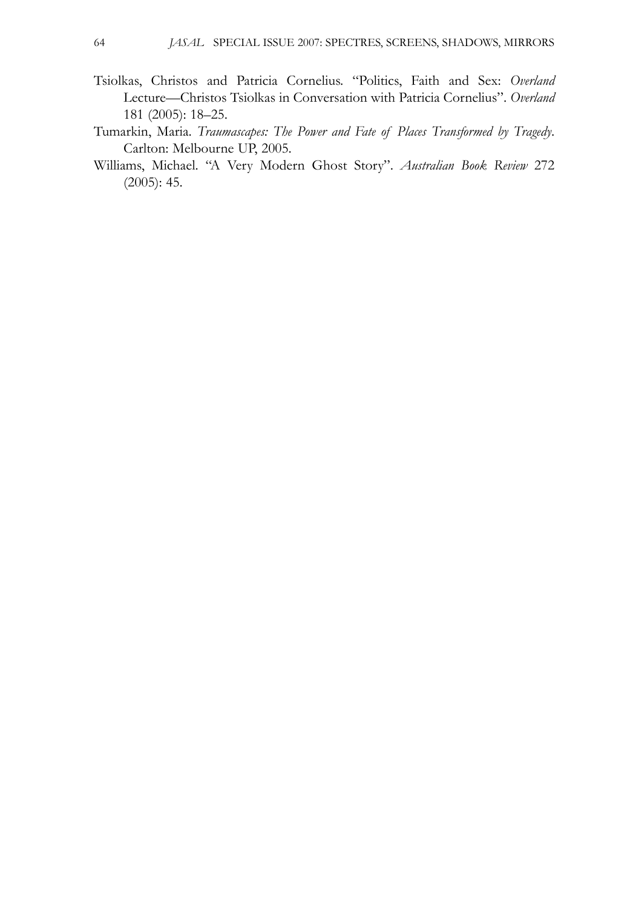Tsiolkas, Christos and Patricia Cornelius. "Politics, Faith and Sex: *Overland* Lecture—Christos Tsiolkas in Conversation with Patricia Cornelius". *Overland* 181 (2005): 18–25.

Tumarkin, Maria. *Traumascapes: The Power and Fate of Places Transformed by Tragedy*. Carlton: Melbourne UP, 2005.

Williams, Michael. "A Very Modern Ghost Story". *Australian Book Review* 272 (2005): 45.